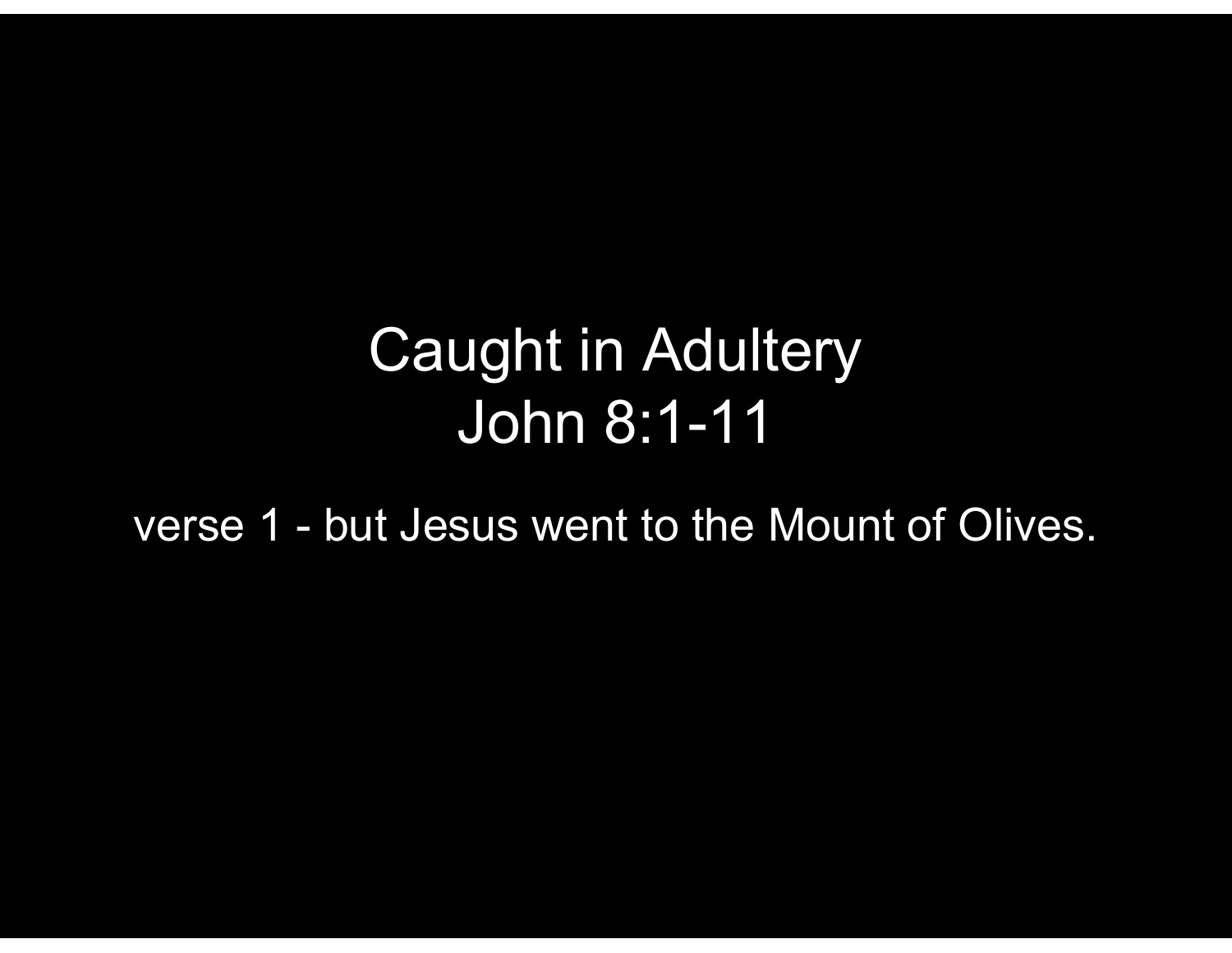# Caught in Adultery
# John 8:1-11

verse 1 - but Jesus went to the Mount of Olives.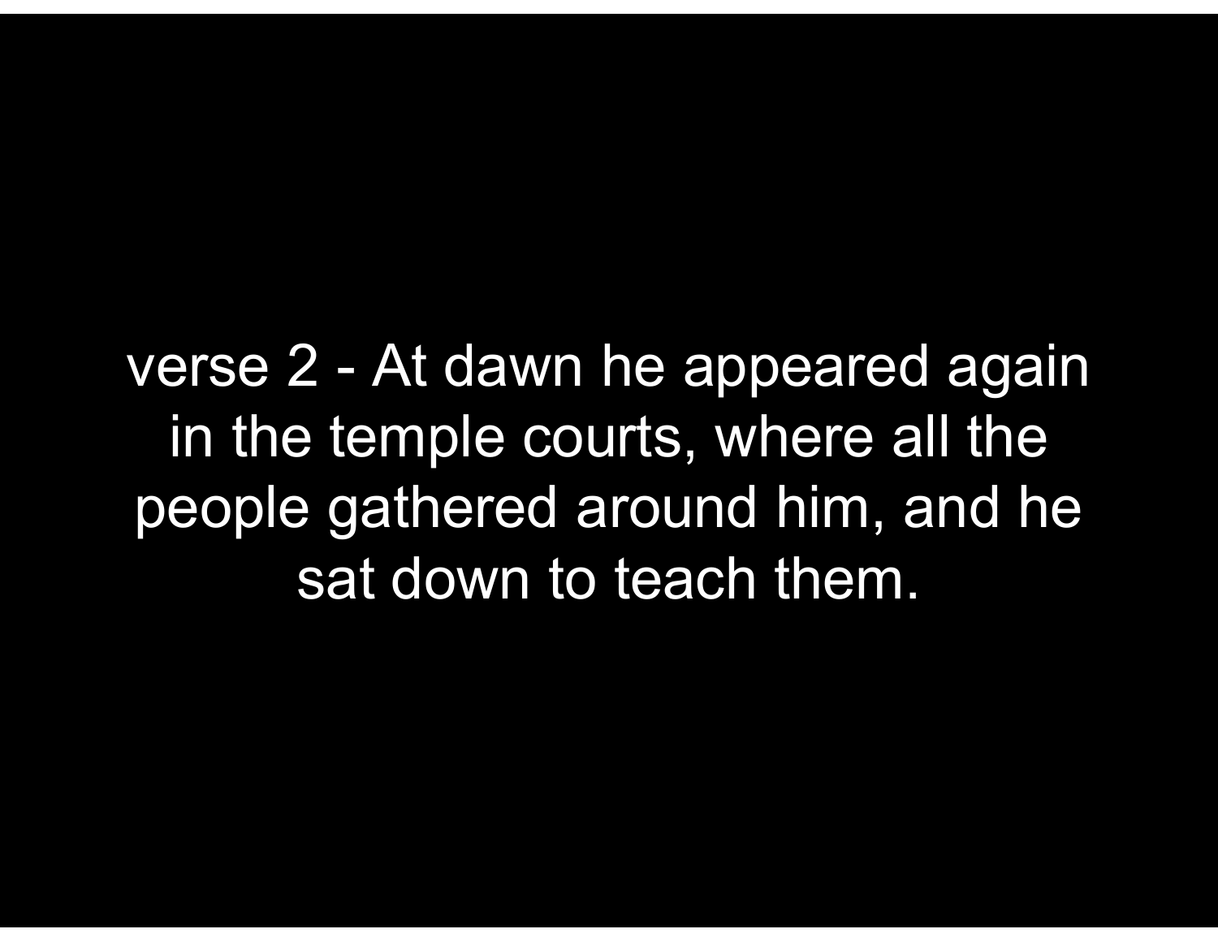verse 2 - At dawn he appeared again in the temple courts, where all the people gathered around him, and he sat down to teach them.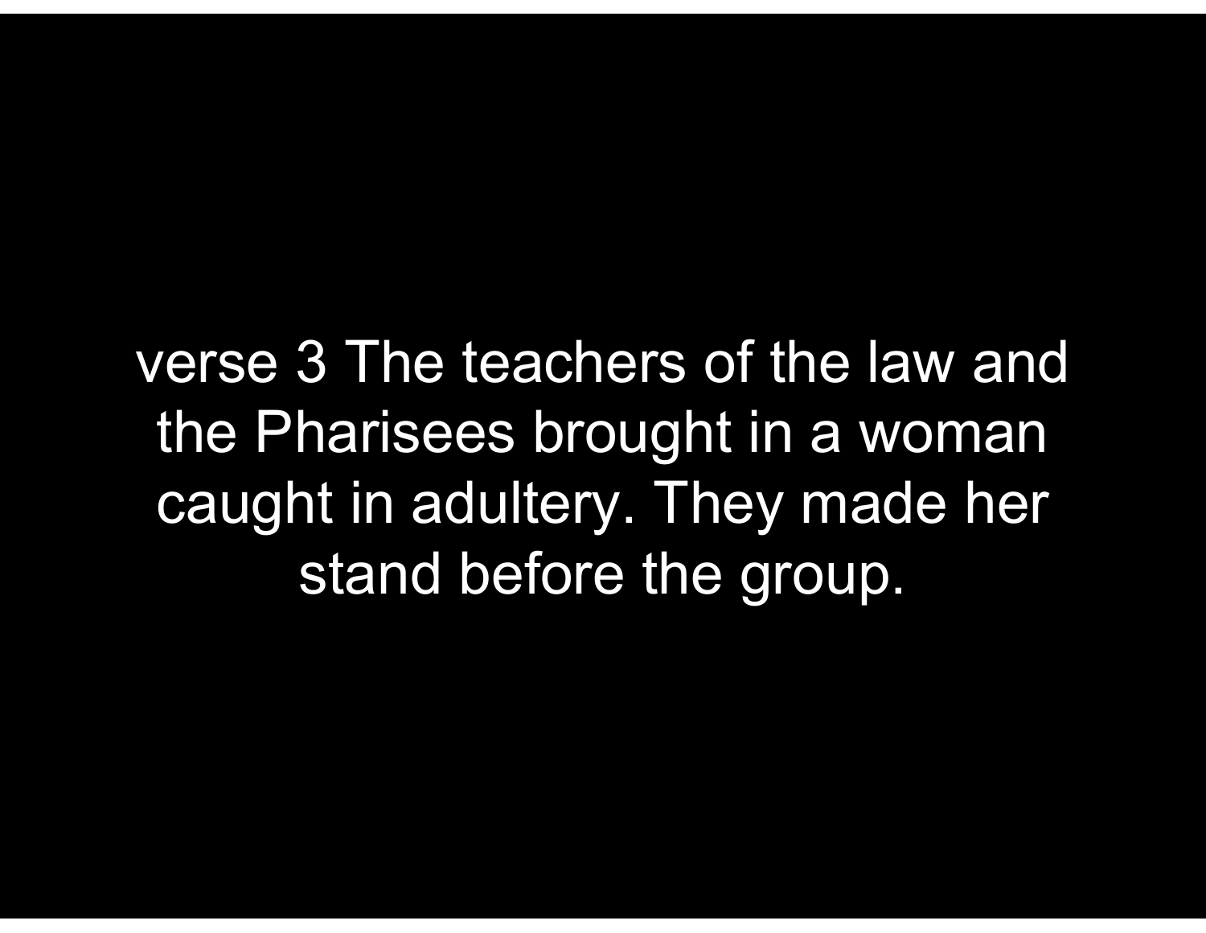verse 3 The teachers of the law and the Pharisees brought in a woman caught in adultery. They made her stand before the group.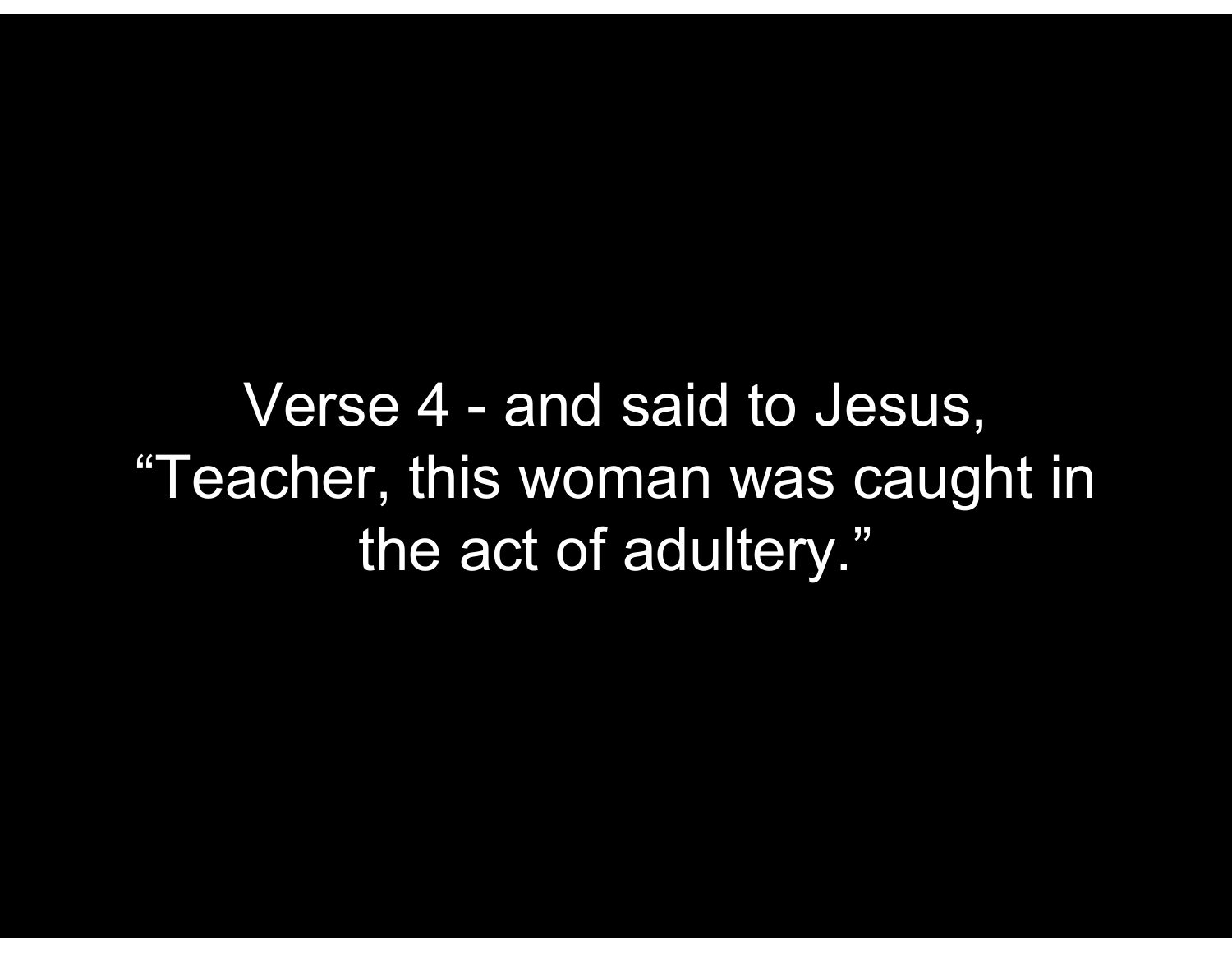Verse 4 - and said to Jesus, "Teacher, this woman was caught in the act of adultery."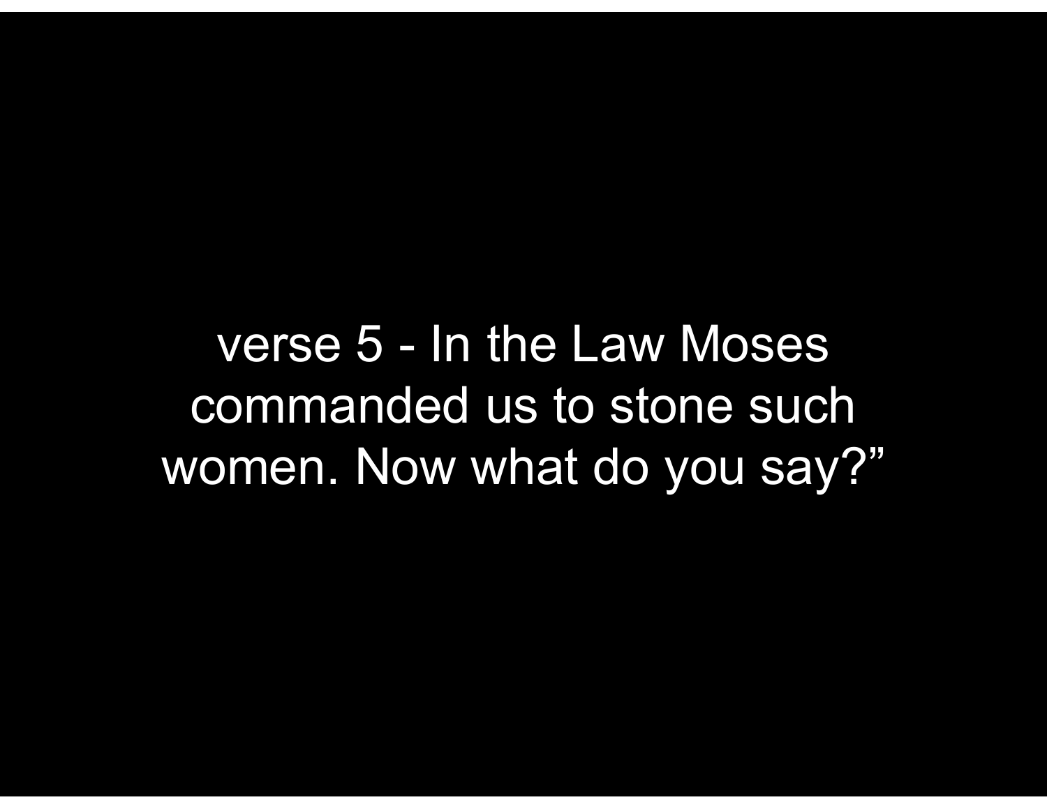verse 5 - In the Law Moses commanded us to stone such women. Now what do you say?”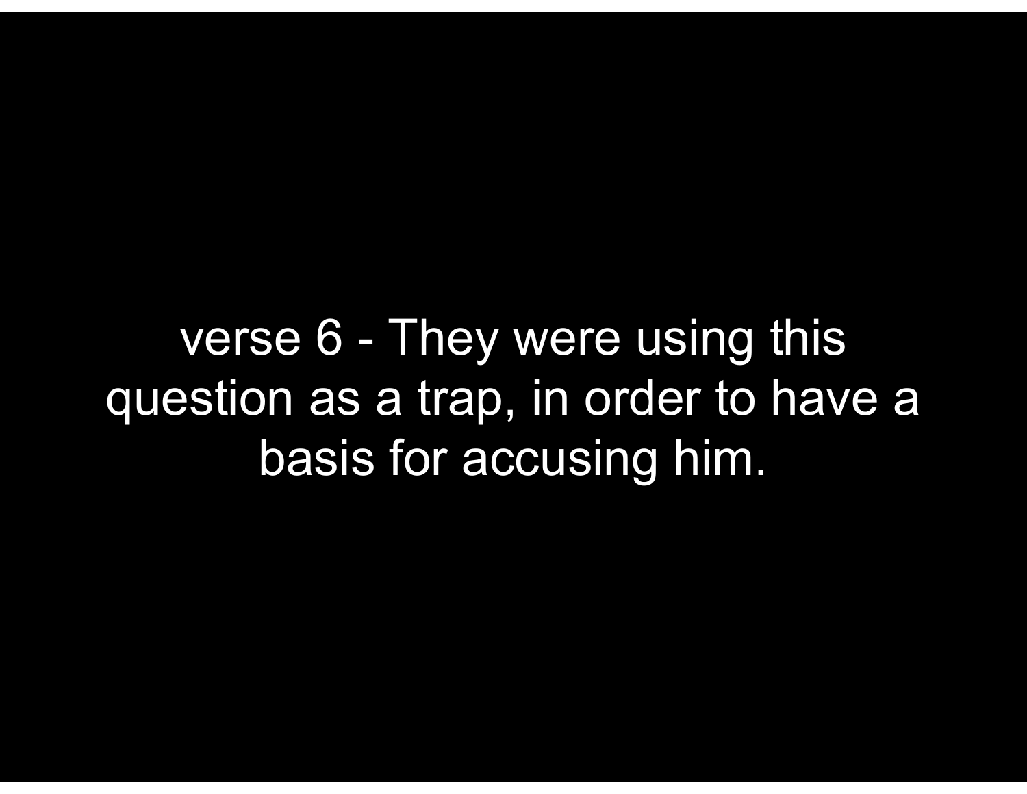verse 6 - They were using this question as a trap, in order to have a basis for accusing him.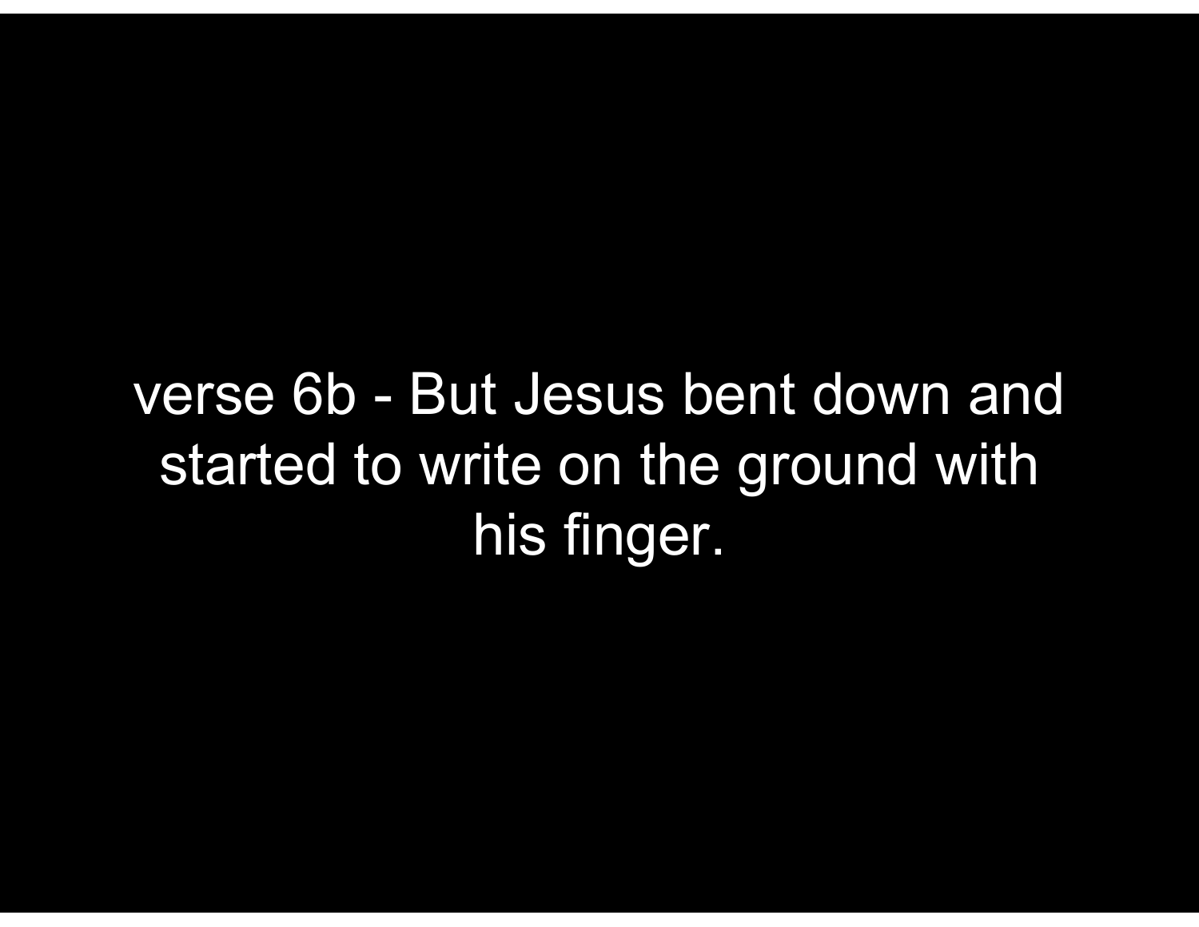verse 6b - But Jesus bent down and started to write on the ground with his finger.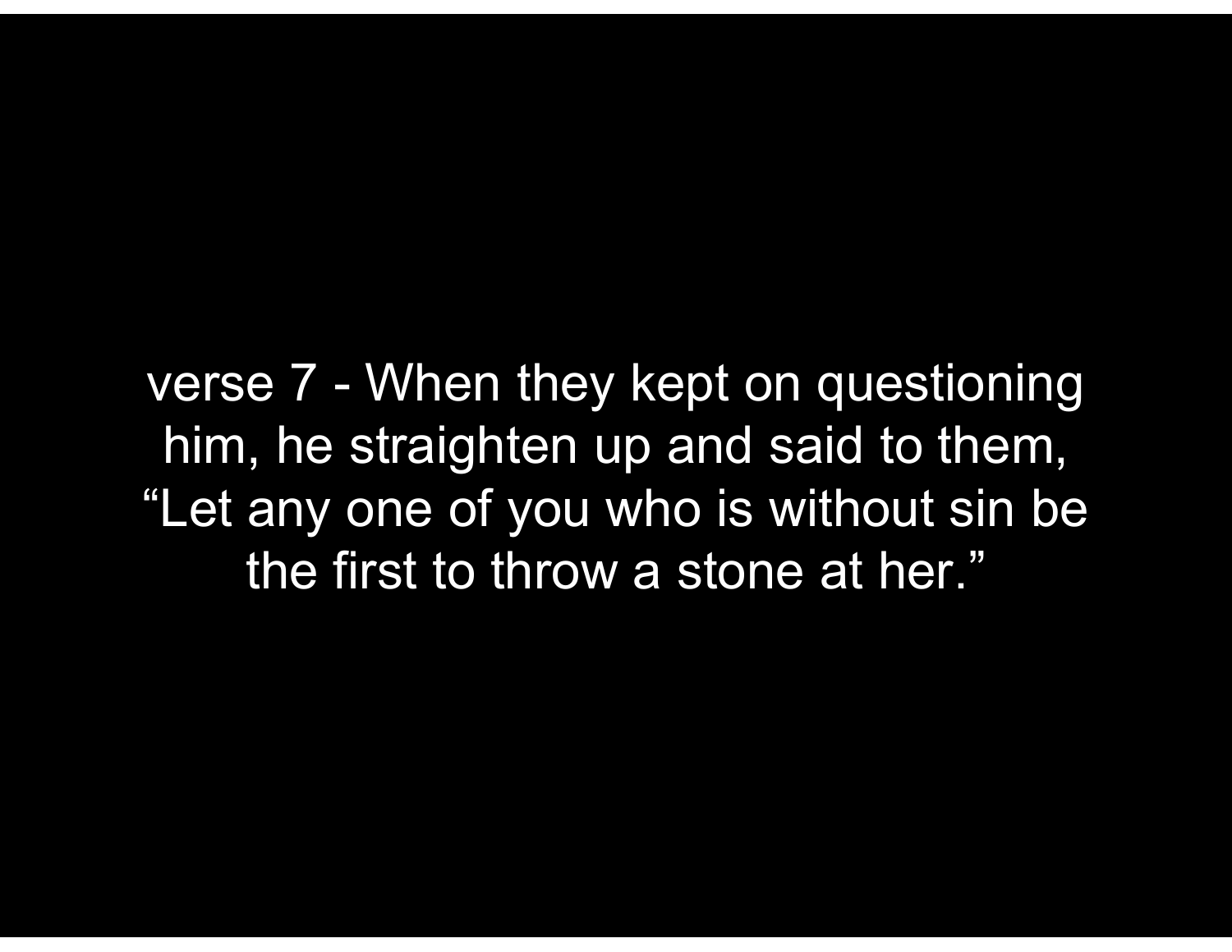verse 7 - When they kept on questioning him, he straighten up and said to them, “Let any one of you who is without sin be the first to throw a stone at her.”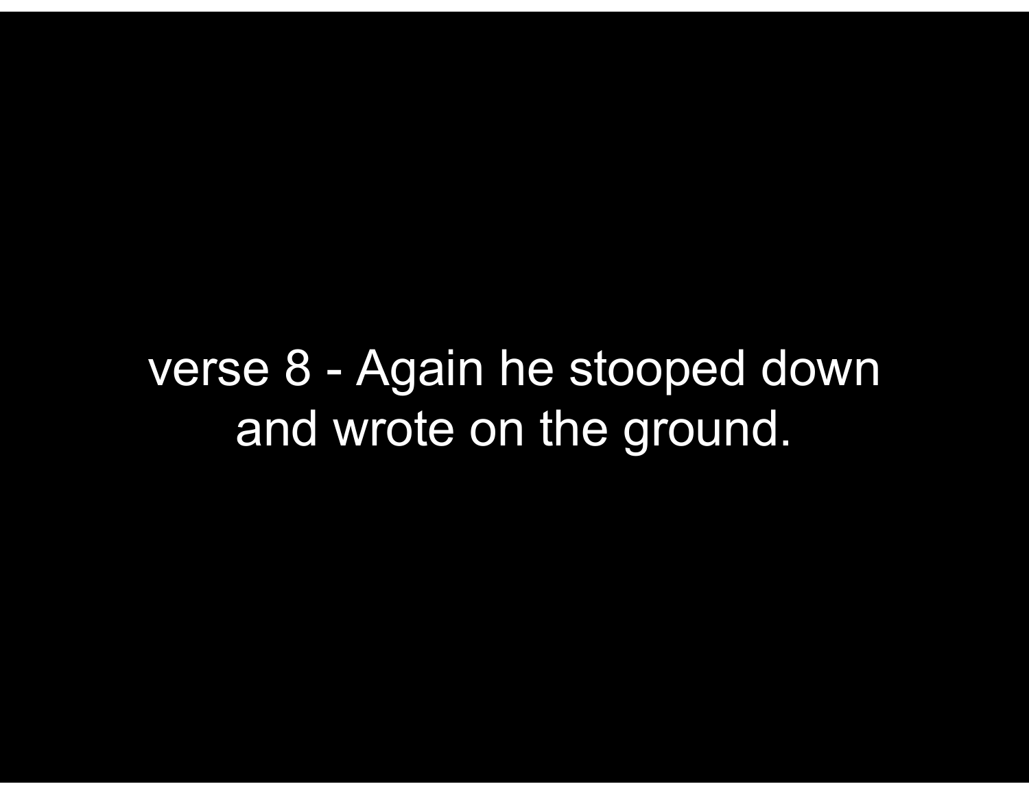verse 8 - Again he stooped down and wrote on the ground.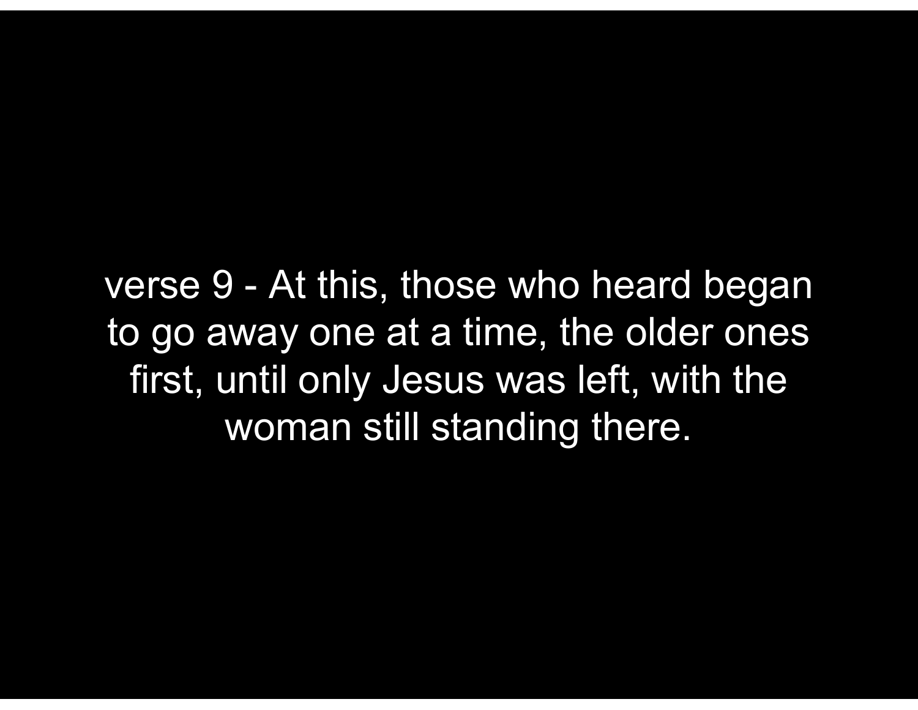verse 9 - At this, those who heard began to go away one at a time, the older ones first, until only Jesus was left, with the woman still standing there.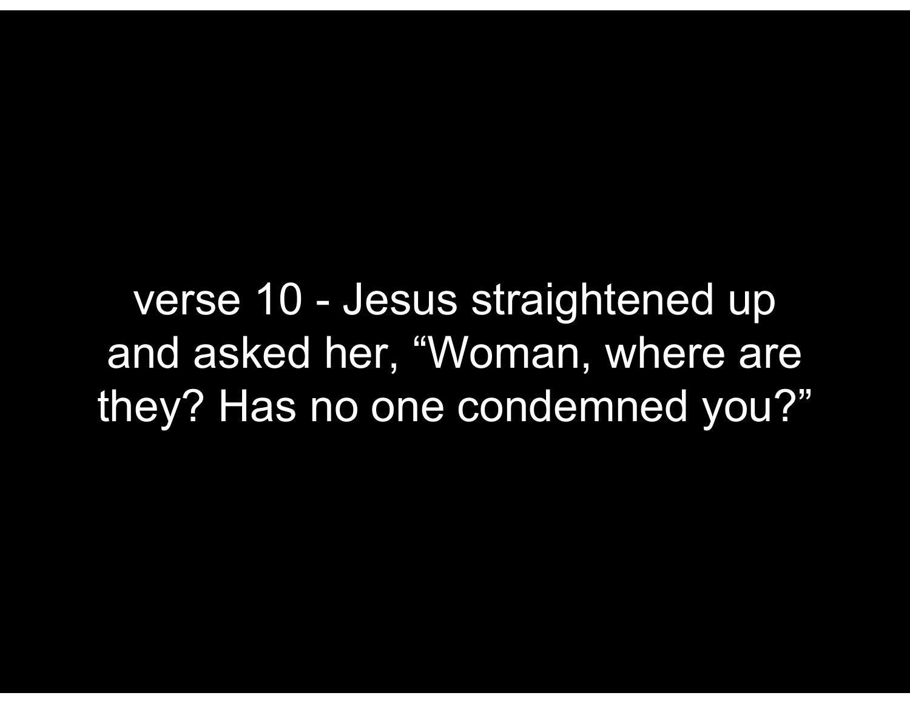verse 10 - Jesus straightened up and asked her, “Woman, where are they? Has no one condemned you?”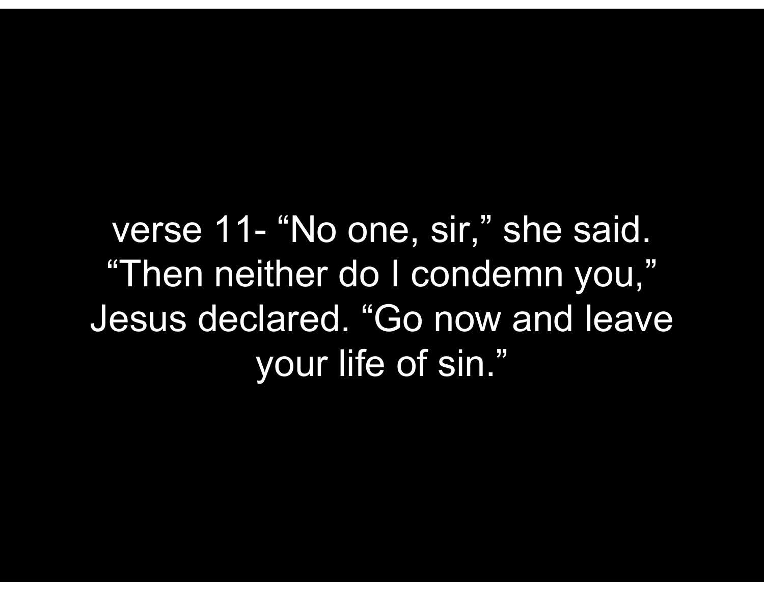verse 11- “No one, sir,” she said. “Then neither do I condemn you,” Jesus declared. “Go now and leave your life of sin.”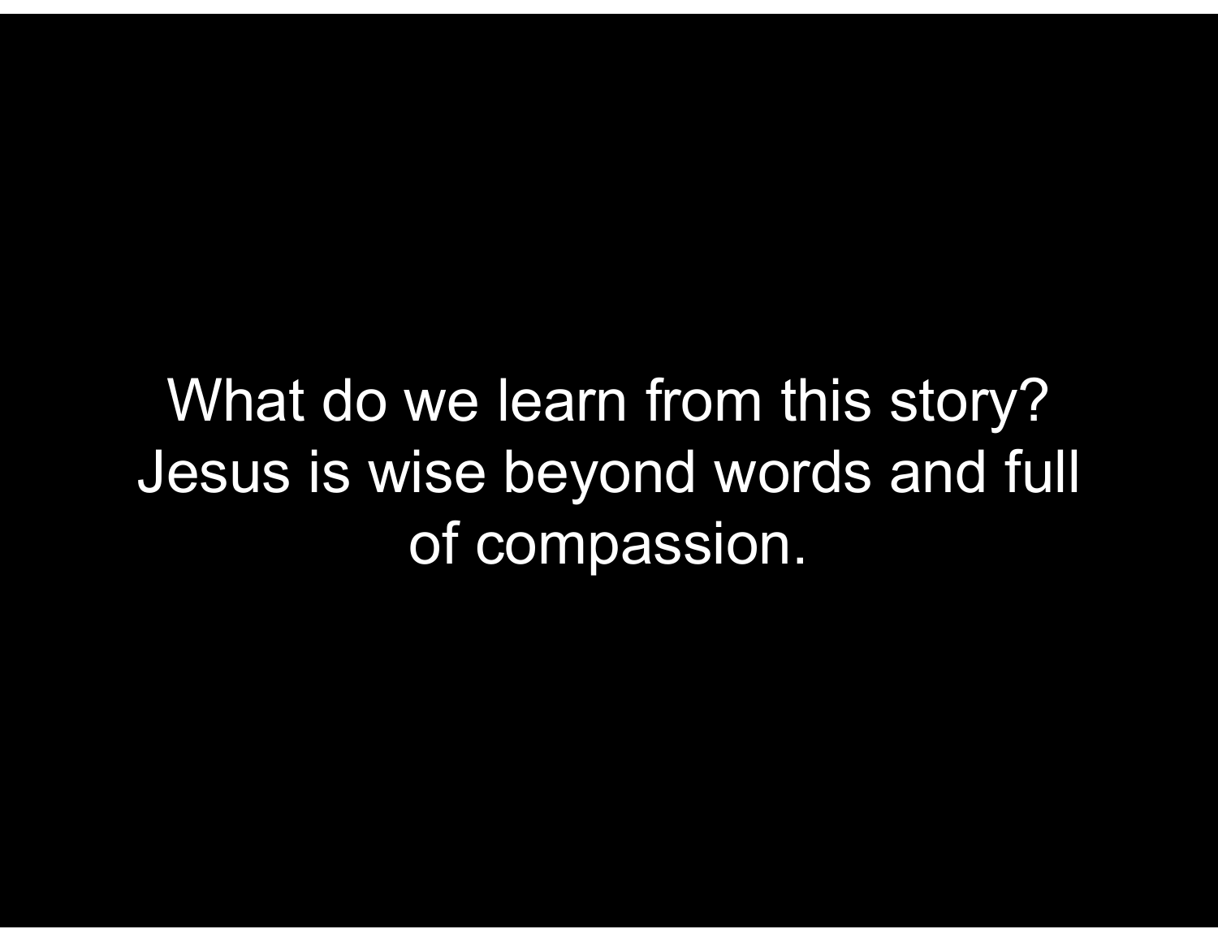What do we learn from this story?
Jesus is wise beyond words and full of compassion.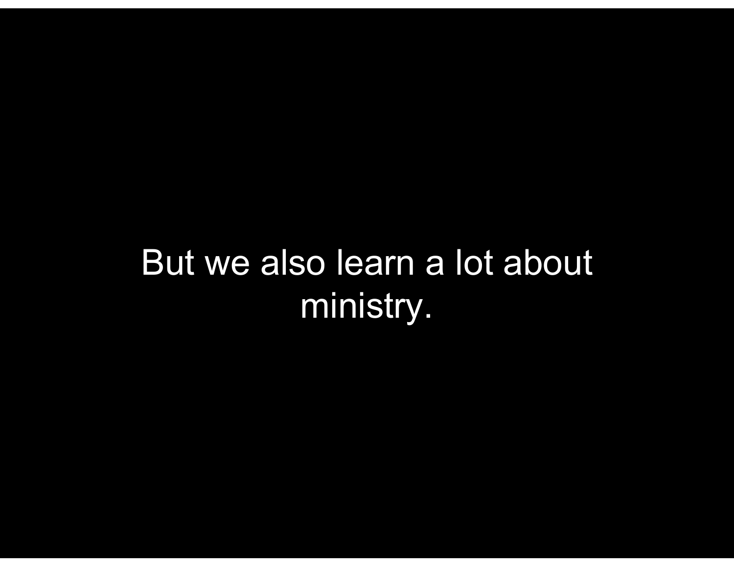But we also learn a lot about ministry.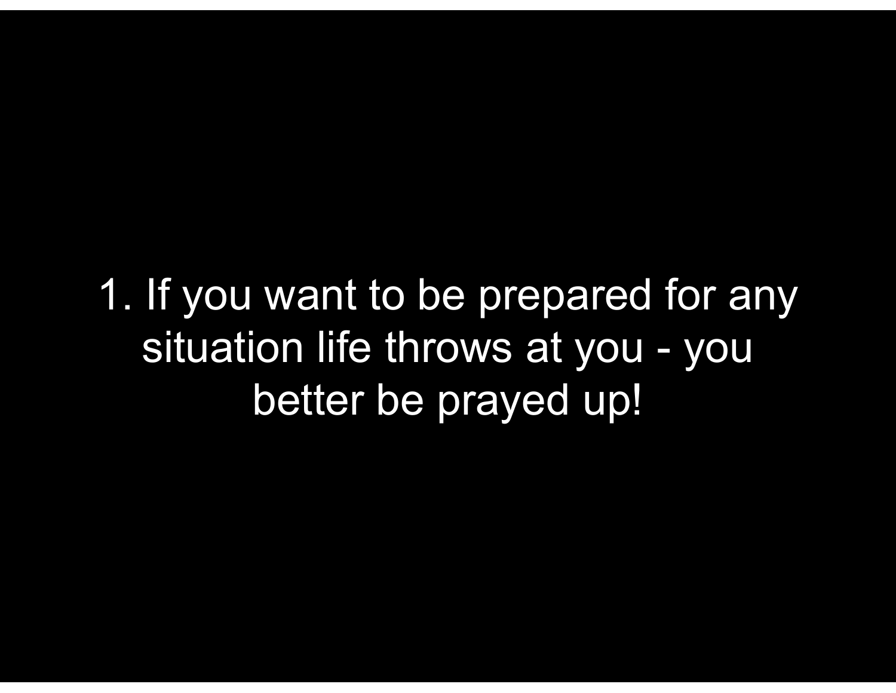1. If you want to be prepared for any situation life throws at you - you better be prayed up!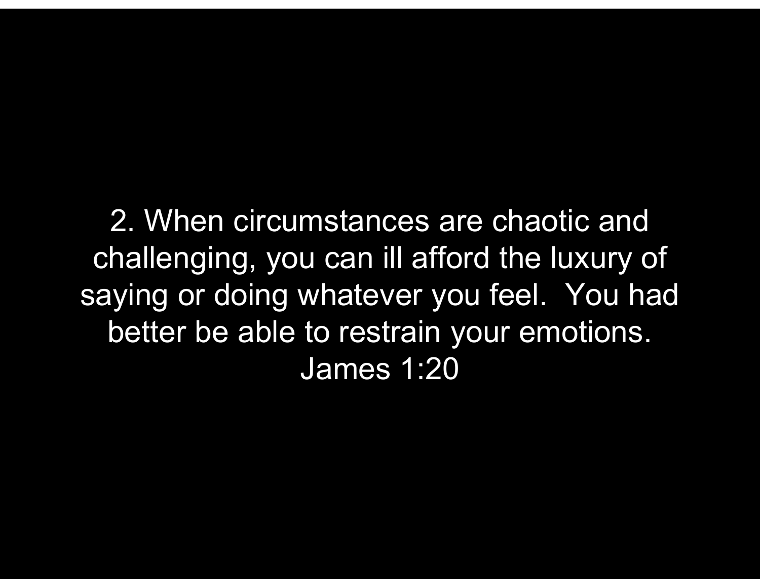2. When circumstances are chaotic and challenging, you can ill afford the luxury of saying or doing whatever you feel.  You had better be able to restrain your emotions. James 1:20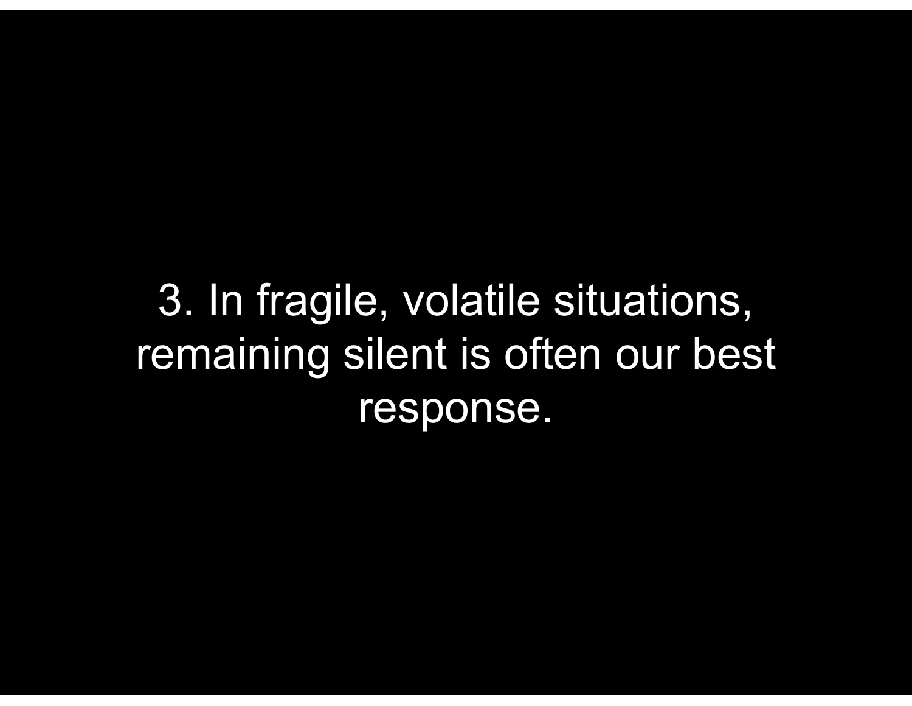3. In fragile, volatile situations, remaining silent is often our best response.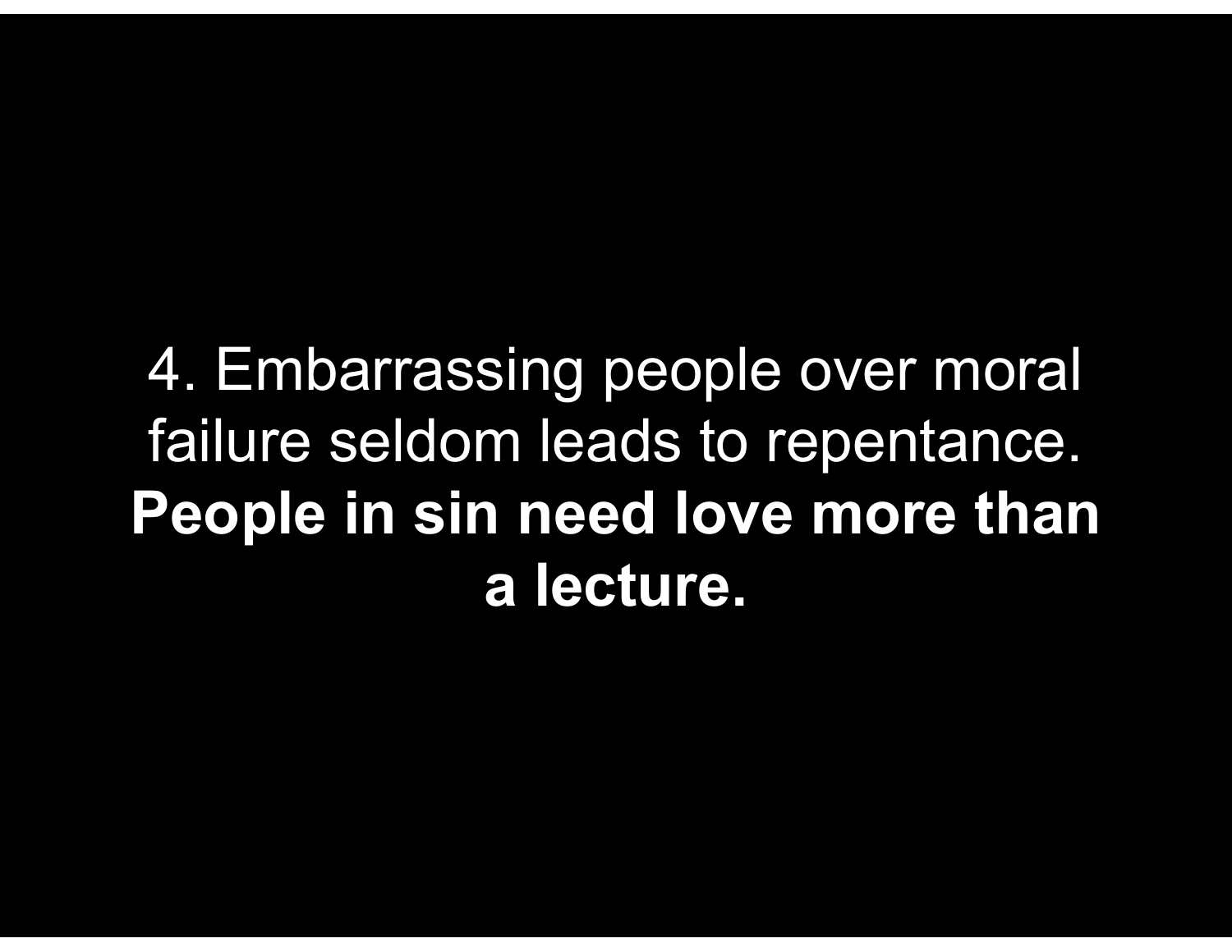4. Embarrassing people over moral failure seldom leads to repentance. **People in sin need love more than a lecture.**